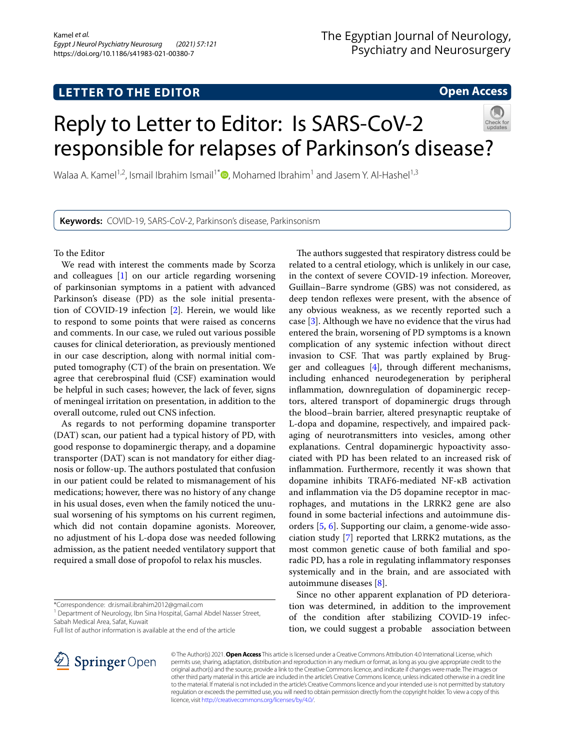LETTER TO THE EDITOR

Open Access

# Reply to Letter to Editor: Is SARS-CoV-2 responsible for relapses of Parkinson's disease?

Walaa A. Kamel[1,2], Ismail Ibrahim Ismail[1*], Mohamed Ibrahim[1] and Jasem Y. Al-Hashel[1,3]

**Keywords:** COVID-19, SARS-CoV-2, Parkinson's disease, Parkinsonism

To the Editor

We read with interest the comments made by Scorza and colleagues [1] on our article regarding worsening of parkinsonian symptoms in a patient with advanced Parkinson's disease (PD) as the sole initial presentation of COVID-19 infection [2]. Herein, we would like to respond to some points that were raised as concerns and comments. In our case, we ruled out various possible causes for clinical deterioration, as previously mentioned in our case description, along with normal initial computed tomography (CT) of the brain on presentation. We agree that cerebrospinal fluid (CSF) examination would be helpful in such cases; however, the lack of fever, signs of meningeal irritation on presentation, in addition to the overall outcome, ruled out CNS infection.

As regards to not performing dopamine transporter (DAT) scan, our patient had a typical history of PD, with good response to dopaminergic therapy, and a dopamine transporter (DAT) scan is not mandatory for either diagnosis or follow-up. The authors postulated that confusion in our patient could be related to mismanagement of his medications; however, there was no history of any change in his usual doses, even when the family noticed the unusual worsening of his symptoms on his current regimen, which did not contain dopamine agonists. Moreover, no adjustment of his L-dopa dose was needed following admission, as the patient needed ventilatory support that required a small dose of propofol to relax his muscles.

The authors suggested that respiratory distress could be related to a central etiology, which is unlikely in our case, in the context of severe COVID-19 infection. Moreover, Guillain–Barre syndrome (GBS) was not considered, as deep tendon reflexes were present, with the absence of any obvious weakness, as we recently reported such a case [3]. Although we have no evidence that the virus had entered the brain, worsening of PD symptoms is a known complication of any systemic infection without direct invasion to CSF. That was partly explained by Brugger and colleagues [4], through different mechanisms, including enhanced neurodegeneration by peripheral inflammation, downregulation of dopaminergic receptors, altered transport of dopaminergic drugs through the blood–brain barrier, altered presynaptic reuptake of L-dopa and dopamine, respectively, and impaired packaging of neurotransmitters into vesicles, among other explanations. Central dopaminergic hypoactivity associated with PD has been related to an increased risk of inflammation. Furthermore, recently it was shown that dopamine inhibits TRAF6-mediated NF-κB activation and inflammation via the D5 dopamine receptor in macrophages, and mutations in the LRRK2 gene are also found in some bacterial infections and autoimmune disorders [5, 6]. Supporting our claim, a genome-wide association study [7] reported that LRRK2 mutations, as the most common genetic cause of both familial and sporadic PD, has a role in regulating inflammatory responses systemically and in the brain, and are associated with autoimmune diseases [8].

Since no other apparent explanation of PD deterioration was determined, in addition to the improvement of the condition after stabilizing COVID-19 infection, we could suggest a probable association between

*Correspondence: dr.ismail.ibrahim2012@gmail.com
[1] Department of Neurology, Ibn Sina Hospital, Gamal Abdel Nasser Street, Sabah Medical Area, Safat, Kuwait
Full list of author information is available at the end of the article

© The Author(s) 2021. **Open Access** This article is licensed under a Creative Commons Attribution 4.0 International License, which permits use, sharing, adaptation, distribution and reproduction in any medium or format, as long as you give appropriate credit to the original author(s) and the source, provide a link to the Creative Commons licence, and indicate if changes were made. The images or other third party material in this article are included in the article's Creative Commons licence, unless indicated otherwise in a credit line to the material. If material is not included in the article's Creative Commons licence and your intended use is not permitted by statutory regulation or exceeds the permitted use, you will need to obtain permission directly from the copyright holder. To view a copy of this licence, visit http://creativecommons.org/licenses/by/4.0/.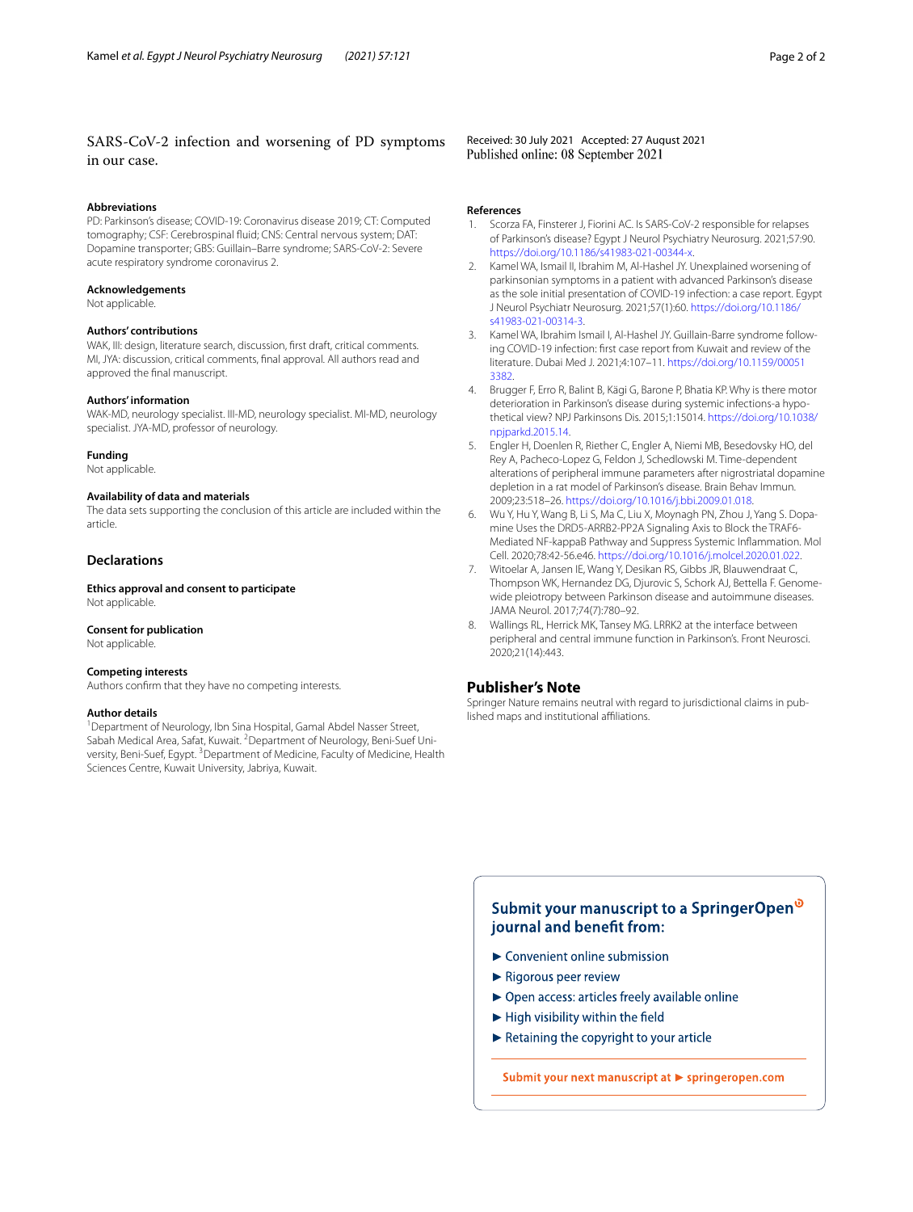SARS-CoV-2 infection and worsening of PD symptoms in our case.

### Abbreviations
PD: Parkinson's disease; COVID-19: Coronavirus disease 2019; CT: Computed tomography; CSF: Cerebrospinal fluid; CNS: Central nervous system; DAT: Dopamine transporter; GBS: Guillain–Barre syndrome; SARS-CoV-2: Severe acute respiratory syndrome coronavirus 2.

### Acknowledgements
Not applicable.

### Authors' contributions
WAK, III: design, literature search, discussion, first draft, critical comments. MI, JYA: discussion, critical comments, final approval. All authors read and approved the final manuscript.

### Authors' information
WAK-MD, neurology specialist. III-MD, neurology specialist. MI-MD, neurology specialist. JYA-MD, professor of neurology.

### Funding
Not applicable.

### Availability of data and materials
The data sets supporting the conclusion of this article are included within the article.

## Declarations

### Ethics approval and consent to participate
Not applicable.

### Consent for publication
Not applicable.

### Competing interests
Authors confirm that they have no competing interests.

### Author details
[1]Department of Neurology, Ibn Sina Hospital, Gamal Abdel Nasser Street, Sabah Medical Area, Safat, Kuwait. [2]Department of Neurology, Beni-Suef University, Beni-Suef, Egypt. [3]Department of Medicine, Faculty of Medicine, Health Sciences Centre, Kuwait University, Jabriya, Kuwait.

Received: 30 July 2021 Accepted: 27 August 2021
Published online: 08 September 2021

### References
1. Scorza FA, Finsterer J, Fiorini AC. Is SARS-CoV-2 responsible for relapses of Parkinson's disease? Egypt J Neurol Psychiatry Neurosurg. 2021;57:90. https://doi.org/10.1186/s41983-021-00344-x.
2. Kamel WA, Ismail II, Ibrahim M, Al-Hashel JY. Unexplained worsening of parkinsonian symptoms in a patient with advanced Parkinson's disease as the sole initial presentation of COVID-19 infection: a case report. Egypt J Neurol Psychiatr Neurosurg. 2021;57(1):60. https://doi.org/10.1186/s41983-021-00314-3.
3. Kamel WA, Ibrahim Ismail I, Al-Hashel JY. Guillain-Barre syndrome following COVID-19 infection: first case report from Kuwait and review of the literature. Dubai Med J. 2021;4:107–11. https://doi.org/10.1159/000513382.
4. Brugger F, Erro R, Balint B, Kägi G, Barone P, Bhatia KP. Why is there motor deterioration in Parkinson's disease during systemic infections-a hypothetical view? NPJ Parkinsons Dis. 2015;1:15014. https://doi.org/10.1038/npjparkd.2015.14.
5. Engler H, Doenlen R, Riether C, Engler A, Niemi MB, Besedovsky HO, del Rey A, Pacheco-Lopez G, Feldon J, Schedlowski M. Time-dependent alterations of peripheral immune parameters after nigrostriatal dopamine depletion in a rat model of Parkinson's disease. Brain Behav Immun. 2009;23:518–26. https://doi.org/10.1016/j.bbi.2009.01.018.
6. Wu Y, Hu Y, Wang B, Li S, Ma C, Liu X, Moynagh PN, Zhou J, Yang S. Dopamine Uses the DRD5-ARRB2-PP2A Signaling Axis to Block the TRAF6-Mediated NF-kappaB Pathway and Suppress Systemic Inflammation. Mol Cell. 2020;78:42-56.e46. https://doi.org/10.1016/j.molcel.2020.01.022.
7. Witoelar A, Jansen IE, Wang Y, Desikan RS, Gibbs JR, Blauwendraat C, Thompson WK, Hernandez DG, Djurovic S, Schork AJ, Bettella F. Genome-wide pleiotropy between Parkinson disease and autoimmune diseases. JAMA Neurol. 2017;74(7):780–92.
8. Wallings RL, Herrick MK, Tansey MG. LRRK2 at the interface between peripheral and central immune function in Parkinson's. Front Neurosci. 2020;21(14):443.

## Publisher's Note
Springer Nature remains neutral with regard to jurisdictional claims in published maps and institutional affiliations.

**Submit your manuscript to a SpringerOpen journal and benefit from:**

- ► Convenient online submission
- ► Rigorous peer review
- ► Open access: articles freely available online
- ► High visibility within the field
- ► Retaining the copyright to your article

**Submit your next manuscript at ► springeropen.com**